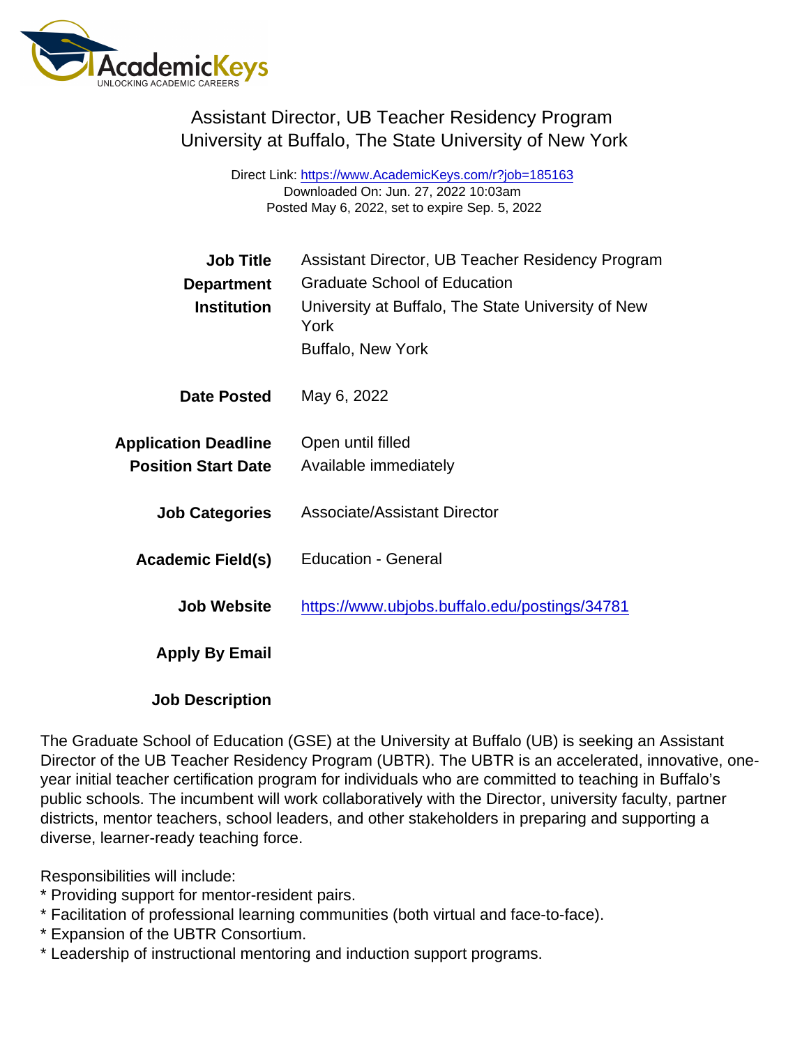# Assistant Director, UB Teacher Residency Program

## University at Buffalo, The State University of New York

Direct Link: https://www.AcademicKeys.com/r?job=185163
Downloaded On: Jun. 27, 2022 10:03am
Posted May 6, 2022, set to expire Sep. 5, 2022

**Job Title** Assistant Director, UB Teacher Residency Program

**Department** Graduate School of Education

**Institution** University at Buffalo, The State University of New York
Buffalo, New York

**Date Posted** May 6, 2022

**Application Deadline** Open until filled

**Position Start Date** Available immediately

**Job Categories** Associate/Assistant Director

**Academic Field(s)** Education - General

**Job Website** https://www.ubjobs.buffalo.edu/postings/34781

**Apply By Email**

**Job Description**

The Graduate School of Education (GSE) at the University at Buffalo (UB) is seeking an Assistant Director of the UB Teacher Residency Program (UBTR). The UBTR is an accelerated, innovative, one-year initial teacher certification program for individuals who are committed to teaching in Buffalo's public schools. The incumbent will work collaboratively with the Director, university faculty, partner districts, mentor teachers, school leaders, and other stakeholders in preparing and supporting a diverse, learner-ready teaching force.

Responsibilities will include:
* Providing support for mentor-resident pairs.
* Facilitation of professional learning communities (both virtual and face-to-face).
* Expansion of the UBTR Consortium.
* Leadership of instructional mentoring and induction support programs.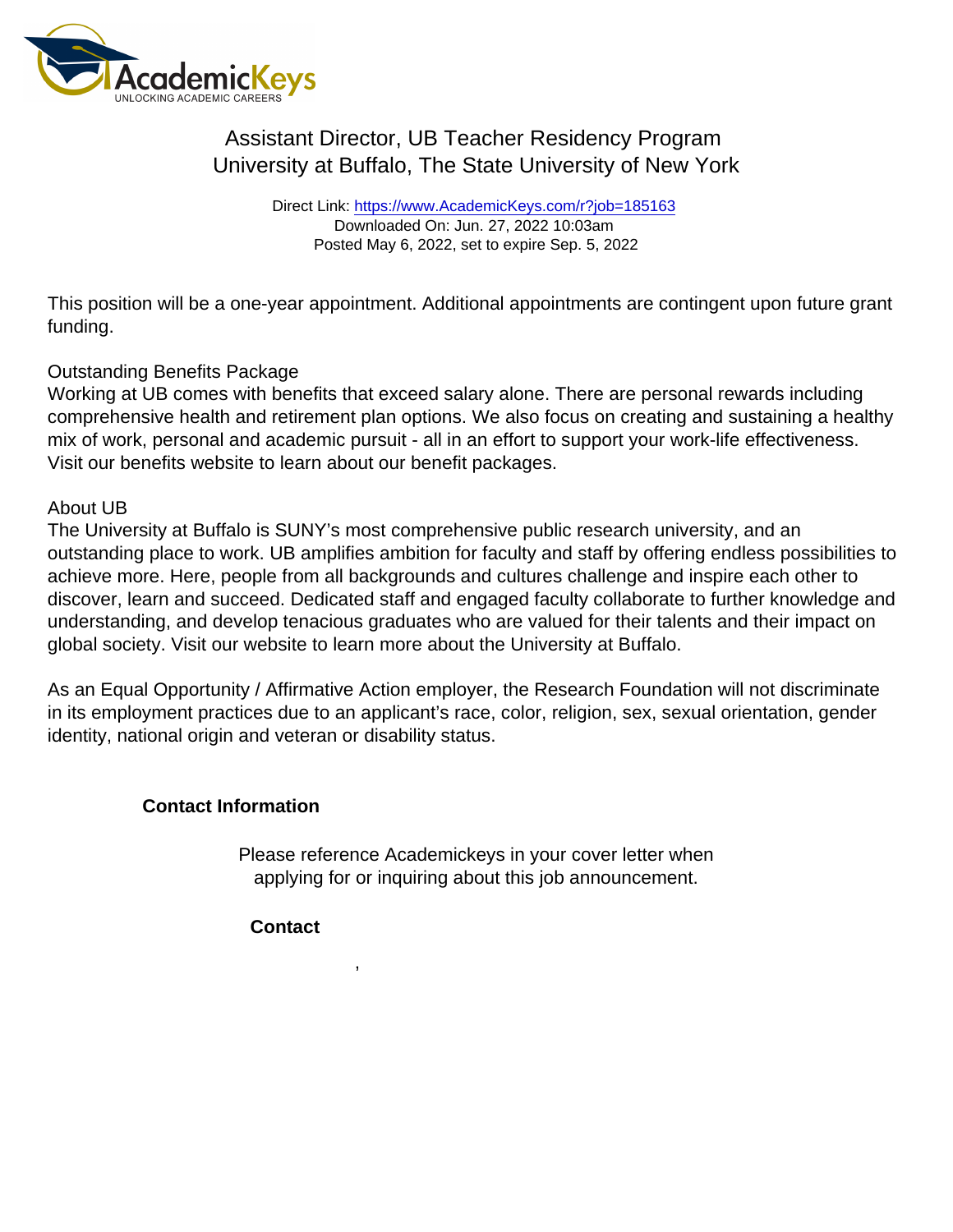# Assistant Director, UB Teacher Residency Program

## University at Buffalo, The State University of New York

Direct Link: https://www.AcademicKeys.com/r?job=185163
Downloaded On: Jun. 27, 2022 10:03am
Posted May 6, 2022, set to expire Sep. 5, 2022

This position will be a one-year appointment. Additional appointments are contingent upon future grant funding.

Outstanding Benefits Package
Working at UB comes with benefits that exceed salary alone. There are personal rewards including comprehensive health and retirement plan options. We also focus on creating and sustaining a healthy mix of work, personal and academic pursuit - all in an effort to support your work-life effectiveness. Visit our benefits website to learn about our benefit packages.

About UB
The University at Buffalo is SUNY's most comprehensive public research university, and an outstanding place to work. UB amplifies ambition for faculty and staff by offering endless possibilities to achieve more. Here, people from all backgrounds and cultures challenge and inspire each other to discover, learn and succeed. Dedicated staff and engaged faculty collaborate to further knowledge and understanding, and develop tenacious graduates who are valued for their talents and their impact on global society. Visit our website to learn more about the University at Buffalo.

As an Equal Opportunity / Affirmative Action employer, the Research Foundation will not discriminate in its employment practices due to an applicant's race, color, religion, sex, sexual orientation, gender identity, national origin and veteran or disability status.

**Contact Information**

Please reference Academickeys in your cover letter when applying for or inquiring about this job announcement.

**Contact**

,